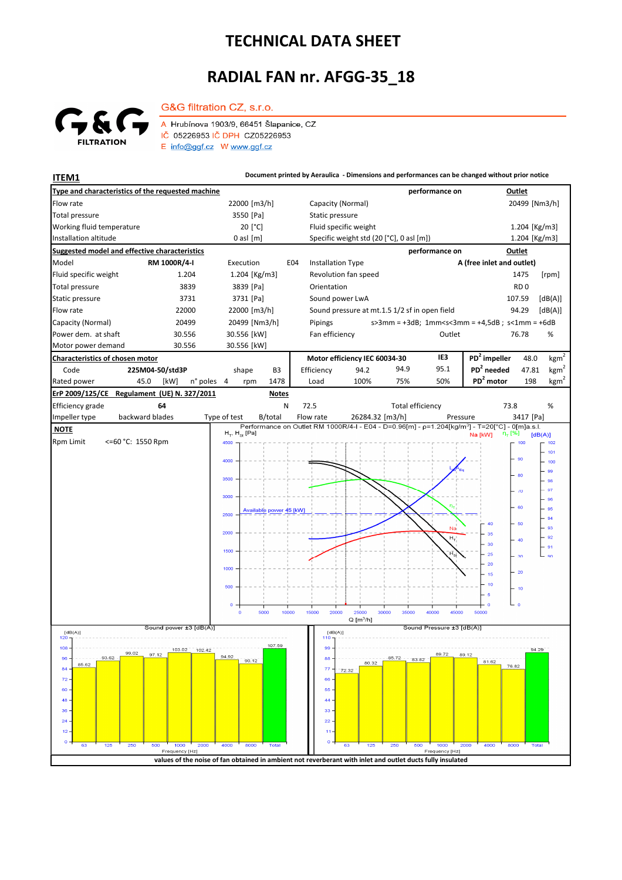# TECHNICAL DATA SHEET

# RADIAL FAN nr. AFGG-35_18

G&G filtration CZ, s.r.o.

A Hrubínova 1903/9, 66451 Šlapanice, CZ
IČ 05226953 IČ DPH CZ05226953
E info@ggf.cz W www.ggf.cz

**ITEM1**

**Document printed by Aeraulica - Dimensions and performances can be changed without prior notice**

| **Type and characteristics of the requested machine** | | | | **performance on** | **Outlet** |
|---|---|---|---|---|---|
| Flow rate | | 22000 [m3/h] | Capacity (Normal) | | 20499 [Nm3/h] |
| Total pressure | | 3550 [Pa] | Static pressure | | |
| Working fluid temperature | | 20 [°C] | Fluid specific weight | | 1.204 [Kg/m3] |
| Installation altitude | | 0 asl [m] | Specific weight std (20 [°C], 0 asl [m]) | | 1.204 [Kg/m3] |

| **Suggested model and effective characteristics** | | | | | **performance on** | **Outlet** |
|---|---|---|---|---|---|---|
| Model | RM 1000R/4-I | Execution | E04 | Installation Type | | A (free inlet and outlet) |
| Fluid specific weight | 1.204 | 1.204 [Kg/m3] | | Revolution fan speed | | 1475 [rpm] |
| Total pressure | 3839 | 3839 [Pa] | | Orientation | | RD 0 |
| Static pressure | 3731 | 3731 [Pa] | | Sound power LwA | | 107.59 [dB(A)] |
| Flow rate | 22000 | 22000 [m3/h] | | Sound pressure at mt.1.5 1/2 sf in open field | | 94.29 [dB(A)] |
| Capacity (Normal) | 20499 | 20499 [Nm3/h] | | Pipings | | s>3mm = +3dB; 1mm<s<3mm = +4,5dB ; s<1mm = +6dB |
| Power dem. at shaft | 30.556 | 30.556 [kW] | | Fan efficiency | Outlet | 76.78 % |
| Motor power demand | 30.556 | 30.556 [kW] | | | | |

| **Characteristics of chosen motor** | | | | | **Motor efficiency IEC 60034-30** | | | IE3 | | | |
|---|---|---|---|---|---|---|---|---|---|---|---|
| Code | 225M04-50/std3P | shape | B3 | | Efficiency | 94.2 | 94.9 | 95.1 | $PD^2$ impeller | 48.0 | $kgm^2$ |
| Rated power | 45.0 [kW] | n° poles | 4 | rpm 1478 | Load | 100% | 75% | 50% | $PD^2$ needed | 47.81 | $kgm^2$ |
| | | | | | | | | | $PD^2$ motor | 198 | $kgm^2$ |

| **ErP 2009/125/CE Regulament (UE) N. 327/2011** | | **Notes** | | | | |
|---|---|---|---|---|---|---|
| Efficiency grade | 64 | N | 72.5 | Total efficiency | | 73.8 % |
| Impeller type | backward blades | Type of test | B/total | Flow rate | 26284.32 [m3/h] | Pressure 3417 [Pa] |

**NOTE**

Rpm Limit <=60 °C: 1550 Rpm

Performance on Outlet RM 1000R/4-I - E04 - D=0.96[m] - ρ=1.204[kg/m³] - T=20[°C] - 0[m]a.s.l.

Sound power ±3 [dB(A)]

| Frequency [Hz] | 63 | 125 | 250 | 500 | 1000 | 2000 | 4000 | 8000 | Total |
|---|---|---|---|---|---|---|---|---|---|
| dB(A) | 85.62 | 93.62 | 99.02 | 97.12 | 103.02 | 102.42 | 94.92 | 90.12 | 107.59 |

Sound Pressure ±3 [dB(A)]

| Frequency [Hz] | 63 | 125 | 250 | 500 | 1000 | 2000 | 4000 | 8000 | Total |
|---|---|---|---|---|---|---|---|---|---|
| dB(A) | 72.32 | 80.32 | 85.72 | 83.82 | 89.72 | 89.12 | 81.62 | 76.82 | 94.29 |

**values of the noise of fan obtained in ambient not reverberant with inlet and outlet ducts fully insulated**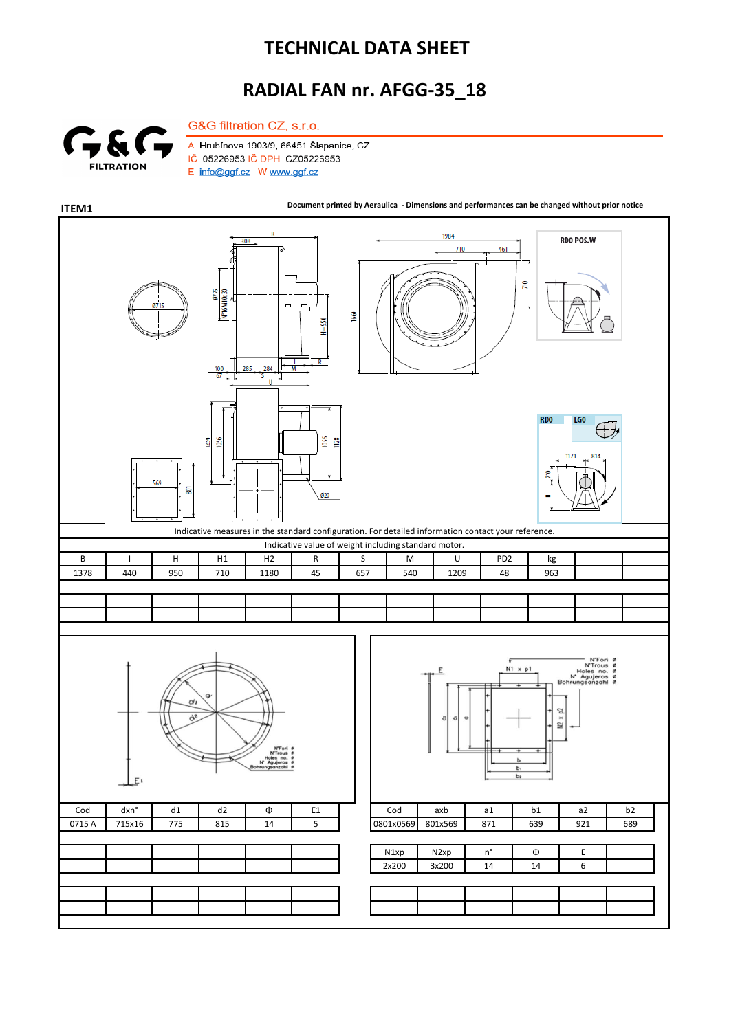# TECHNICAL DATA SHEET

# RADIAL FAN nr. AFGG-35_18

G&G filtration CZ, s.r.o.

A Hrubínova 1903/9, 66451 Šlapanice, CZ
IČ 05226953 IČ DPH CZ05226953
E info@ggf.cz W www.ggf.cz

**ITEM1**

**Document printed by Aeraulica - Dimensions and performances can be changed without prior notice**

RD0 POS.W

RD0 LG0

Indicative measures in the standard configuration. For detailed information contact your reference.

Indicative value of weight including standard motor.

| B | I | H | H1 | H2 | R | S | M | U | PD2 | kg | | |
|---|---|---|---|---|---|---|---|---|---|---|---|---|
| 1378 | 440 | 950 | 710 | 1180 | 45 | 657 | 540 | 1209 | 48 | 963 | | |

| Cod | dxn° | d1 | d2 | Φ | E1 |
|---|---|---|---|---|---|
| 0715 A | 715x16 | 775 | 815 | 14 | 5 |

| Cod | axb | a1 | b1 | a2 | b2 |
|---|---|---|---|---|---|
| 0801x0569 | 801x569 | 871 | 639 | 921 | 689 |

| N1xp | N2xp | n° | Φ | E | |
|---|---|---|---|---|---|
| 2x200 | 3x200 | 14 | 14 | 6 | |